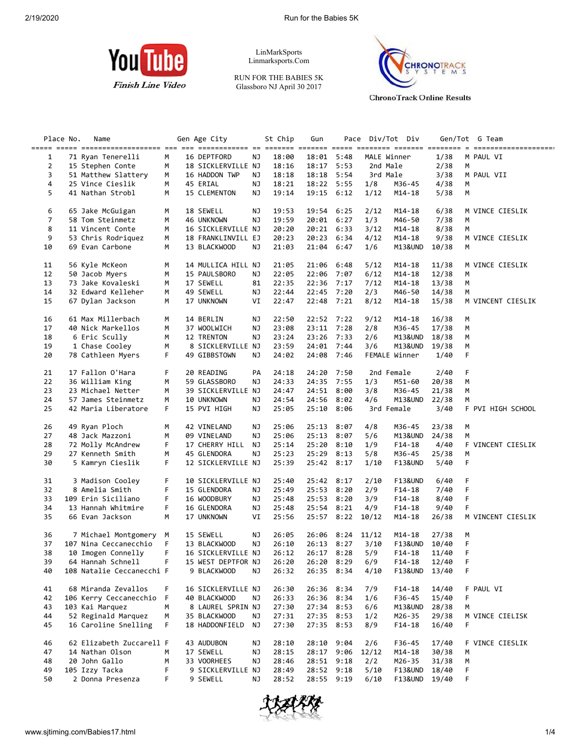YouTube
*Finish Line Video*

LinMarkSports
Linmarksports.Com

RUN FOR THE BABIES 5K
Glassboro NJ April 30 2017

ChronoTrack Online Results

| Place | No. | Name | Gen | Age | City | St | Chip | Gun | Pace | Div/Tot | Div | Gen/Tot | G | Team |
|---|---|---|---|---|---|---|---|---|---|---|---|---|---|---|
| 1 | 71 | Ryan Tenerelli | M | 16 | DEPTFORD | NJ | 18:00 | 18:01 | 5:48 | MALE Winner | | 1/38 | M | PAUL VI |
| 2 | 15 | Stephen Conte | M | 18 | SICKLERVILLE | NJ | 18:16 | 18:17 | 5:53 | 2nd Male | | 2/38 | M | |
| 3 | 51 | Matthew Slattery | M | 16 | HADDON TWP | NJ | 18:18 | 18:18 | 5:54 | 3rd Male | | 3/38 | M | PAUL VII |
| 4 | 25 | Vince Cieslik | M | 45 | ERIAL | NJ | 18:21 | 18:22 | 5:55 | 1/8 | M36-45 | 4/38 | M | |
| 5 | 41 | Nathan Strobl | M | 15 | CLEMENTON | NJ | 19:14 | 19:15 | 6:12 | 1/12 | M14-18 | 5/38 | M | |
| 6 | 65 | Jake McGuigan | M | 18 | SEWELL | NJ | 19:53 | 19:54 | 6:25 | 2/12 | M14-18 | 6/38 | M | VINCE CIESLIK |
| 7 | 58 | Tom Steinmetz | M | 46 | UNKNOWN | NJ | 19:59 | 20:01 | 6:27 | 1/3 | M46-50 | 7/38 | M | |
| 8 | 11 | Vincent Conte | M | 16 | SICKLERVILLE | NJ | 20:20 | 20:21 | 6:33 | 3/12 | M14-18 | 8/38 | M | |
| 9 | 53 | Chris Rodriquez | M | 18 | FRANKLINVILL | EJ | 20:23 | 20:23 | 6:34 | 4/12 | M14-18 | 9/38 | M | VINCE CIESLIK |
| 10 | 69 | Evan Carbone | M | 13 | BLACKWOOD | NJ | 21:03 | 21:04 | 6:47 | 1/6 | M13&UND | 10/38 | M | |
| 11 | 56 | Kyle McKeon | M | 14 | MULLICA HILL | NJ | 21:05 | 21:06 | 6:48 | 5/12 | M14-18 | 11/38 | M | VINCE CIESLIK |
| 12 | 50 | Jacob Myers | M | 15 | PAULSBORO | NJ | 22:05 | 22:06 | 7:07 | 6/12 | M14-18 | 12/38 | M | |
| 13 | 73 | Jake Kovaleski | M | 17 | SEWELL | 81 | 22:35 | 22:36 | 7:17 | 7/12 | M14-18 | 13/38 | M | |
| 14 | 32 | Edward Kelleher | M | 49 | SEWELL | NJ | 22:44 | 22:45 | 7:20 | 2/3 | M46-50 | 14/38 | M | |
| 15 | 67 | Dylan Jackson | M | 17 | UNKNOWN | VI | 22:47 | 22:48 | 7:21 | 8/12 | M14-18 | 15/38 | M | VINCENT CIESLIK |
| 16 | 61 | Max Millerbach | M | 14 | BERLIN | NJ | 22:50 | 22:52 | 7:22 | 9/12 | M14-18 | 16/38 | M | |
| 17 | 40 | Nick Markellos | M | 37 | WOOLWICH | NJ | 23:08 | 23:11 | 7:28 | 2/8 | M36-45 | 17/38 | M | |
| 18 | 6 | Eric Scully | M | 12 | TRENTON | NJ | 23:24 | 23:26 | 7:33 | 2/6 | M13&UND | 18/38 | M | |
| 19 | 1 | Chase Cooley | M | 8 | SICKLERVILLE | NJ | 23:59 | 24:01 | 7:44 | 3/6 | M13&UND | 19/38 | M | |
| 20 | 78 | Cathleen Myers | F | 49 | GIBBSTOWN | NJ | 24:02 | 24:08 | 7:46 | FEMALE Winner | | 1/40 | F | |
| 21 | 17 | Fallon O'Hara | F | 20 | READING | PA | 24:18 | 24:20 | 7:50 | 2nd Female | | 2/40 | F | |
| 22 | 36 | William King | M | 59 | GLASSBORO | NJ | 24:33 | 24:35 | 7:55 | 1/3 | M51-60 | 20/38 | M | |
| 23 | 23 | Michael Netter | M | 39 | SICKLERVILLE | NJ | 24:47 | 24:51 | 8:00 | 3/8 | M36-45 | 21/38 | M | |
| 24 | 57 | James Steinmetz | M | 10 | UNKNOWN | NJ | 24:54 | 24:56 | 8:02 | 4/6 | M13&UND | 22/38 | M | |
| 25 | 42 | Maria Liberatore | F | 15 | PVI HIGH | NJ | 25:05 | 25:10 | 8:06 | 3rd Female | | 3/40 | F | PVI HIGH SCHOOL |
| 26 | 49 | Ryan Ploch | M | 42 | VINELAND | NJ | 25:06 | 25:13 | 8:07 | 4/8 | M36-45 | 23/38 | M | |
| 27 | 48 | Jack Mazzoni | M | 09 | VINELAND | NJ | 25:06 | 25:13 | 8:07 | 5/6 | M13&UND | 24/38 | M | |
| 28 | 72 | Molly McAndrew | F | 17 | CHERRY HILL | NJ | 25:14 | 25:20 | 8:10 | 1/9 | F14-18 | 4/40 | F | VINCENT CIESLIK |
| 29 | 27 | Kenneth Smith | M | 45 | GLENDORA | NJ | 25:23 | 25:29 | 8:13 | 5/8 | M36-45 | 25/38 | M | |
| 30 | 5 | Kamryn Cieslik | F | 12 | SICKLERVILLE | NJ | 25:39 | 25:42 | 8:17 | 1/10 | F13&UND | 5/40 | F | |
| 31 | 3 | Madison Cooley | F | 10 | SICKLERVILLE | NJ | 25:40 | 25:42 | 8:17 | 2/10 | F13&UND | 6/40 | F | |
| 32 | 8 | Amelia Smith | F | 15 | GLENDORA | NJ | 25:49 | 25:53 | 8:20 | 2/9 | F14-18 | 7/40 | F | |
| 33 | 109 | Erin Siciliano | F | 16 | WOODBURY | NJ | 25:48 | 25:53 | 8:20 | 3/9 | F14-18 | 8/40 | F | |
| 34 | 13 | Hannah Whitmire | F | 16 | GLENDORA | NJ | 25:48 | 25:54 | 8:21 | 4/9 | F14-18 | 9/40 | F | |
| 35 | 66 | Evan Jackson | M | 17 | UNKNOWN | VI | 25:56 | 25:57 | 8:22 | 10/12 | M14-18 | 26/38 | M | VINCENT CIESLIK |
| 36 | 7 | Michael Montgomery | M | 15 | SEWELL | NJ | 26:05 | 26:06 | 8:24 | 11/12 | M14-18 | 27/38 | M | |
| 37 | 107 | Nina Ceccanecchio | F | 13 | BLACKWOOD | NJ | 26:10 | 26:13 | 8:27 | 3/10 | F13&UND | 10/40 | F | |
| 38 | 10 | Imogen Connelly | F | 16 | SICKLERVILLE | NJ | 26:12 | 26:17 | 8:28 | 5/9 | F14-18 | 11/40 | F | |
| 39 | 64 | Hannah Schnell | F | 15 | WEST DEPTFOR | NJ | 26:20 | 26:20 | 8:29 | 6/9 | F14-18 | 12/40 | F | |
| 40 | 108 | Natalie Ceccanecchi | F | 9 | BLACKWOOD | NJ | 26:32 | 26:35 | 8:34 | 4/10 | F13&UND | 13/40 | F | |
| 41 | 68 | Miranda Zevallos | F | 16 | SICKLERVILLE | NJ | 26:30 | 26:36 | 8:34 | 7/9 | F14-18 | 14/40 | F | PAUL VI |
| 42 | 106 | Kerry Ceccanecchio | F | 40 | BLACKWOOD | NJ | 26:33 | 26:36 | 8:34 | 1/6 | F36-45 | 15/40 | F | |
| 43 | 103 | Kai Marquez | M | 8 | LAUREL SPRIN | NJ | 27:30 | 27:34 | 8:53 | 6/6 | M13&UND | 28/38 | M | |
| 44 | 52 | Reginald Marquez | M | 35 | BLACKWOOD | NJ | 27:31 | 27:35 | 8:53 | 1/2 | M26-35 | 29/38 | M | VINCE CIELISK |
| 45 | 16 | Caroline Snelling | F | 18 | HADDONFIELD | NJ | 27:30 | 27:35 | 8:53 | 8/9 | F14-18 | 16/40 | F | |
| 46 | 62 | Elizabeth Zuccarell | F | 43 | AUDUBON | NJ | 28:10 | 28:10 | 9:04 | 2/6 | F36-45 | 17/40 | F | VINCE CIESLIK |
| 47 | 14 | Nathan Olson | M | 17 | SEWELL | NJ | 28:15 | 28:17 | 9:06 | 12/12 | M14-18 | 30/38 | M | |
| 48 | 20 | John Gallo | M | 33 | VOORHEES | NJ | 28:46 | 28:51 | 9:18 | 2/2 | M26-35 | 31/38 | M | |
| 49 | 105 | Izzy Tacka | F | 9 | SICKLERVILLE | NJ | 28:49 | 28:52 | 9:18 | 5/10 | F13&UND | 18/40 | F | |
| 50 | 2 | Donna Presenza | F | 9 | SEWELL | NJ | 28:52 | 28:55 | 9:19 | 6/10 | F13&UND | 19/40 | F | |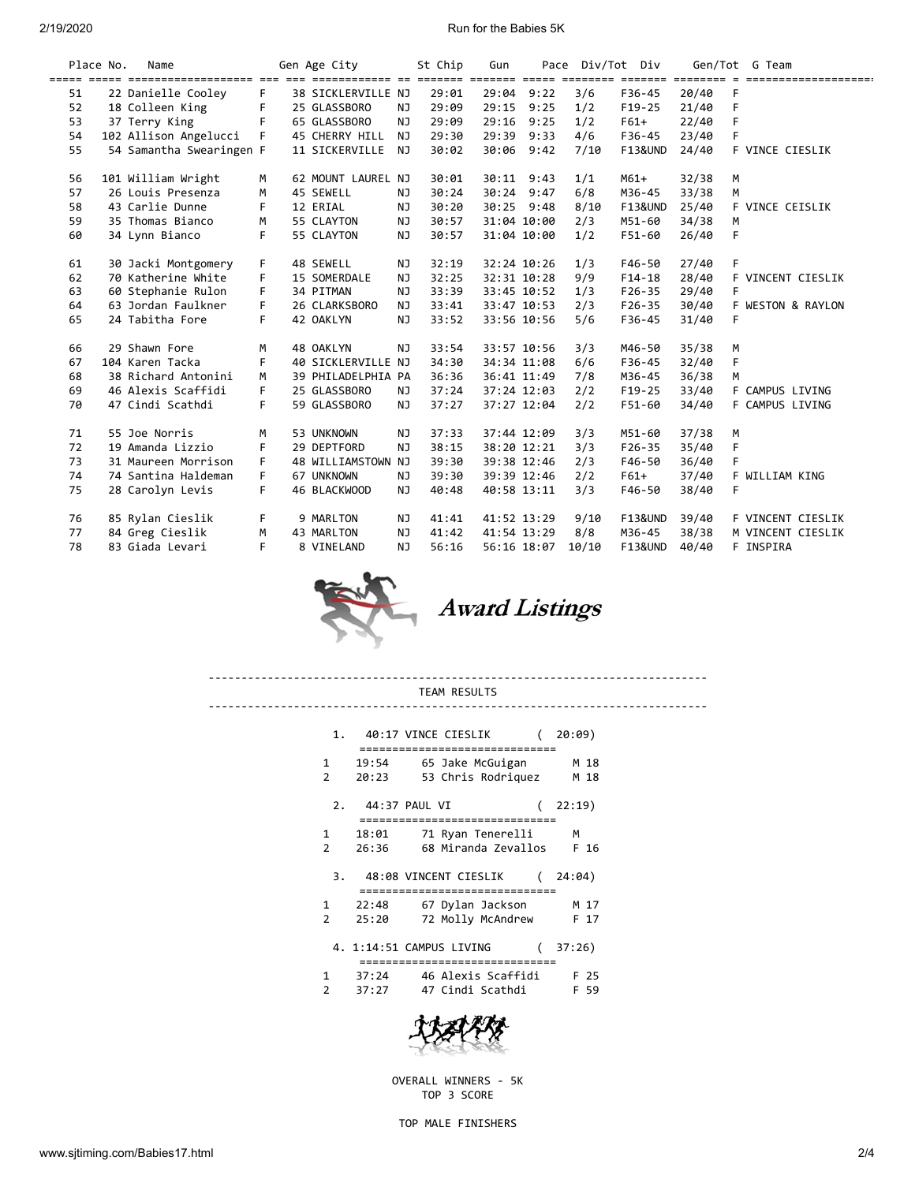| Place | No. | Name | Gen | Age | City | St | Chip | Gun | Pace | Div/Tot | Div | Gen/Tot | G | Team |
|---|---|---|---|---|---|---|---|---|---|---|---|---|---|---|
| 51 | 22 | Danielle Cooley | F | 38 | SICKLERVILLE | NJ | 29:01 | 29:04 | 9:22 | 3/6 | F36-45 | 20/40 | F | |
| 52 | 18 | Colleen King | F | 25 | GLASSBORO | NJ | 29:09 | 29:15 | 9:25 | 1/2 | F19-25 | 21/40 | F | |
| 53 | 37 | Terry King | F | 65 | GLASSBORO | NJ | 29:09 | 29:16 | 9:25 | 1/2 | F61+ | 22/40 | F | |
| 54 | 102 | Allison Angelucci | F | 45 | CHERRY HILL | NJ | 29:30 | 29:39 | 9:33 | 4/6 | F36-45 | 23/40 | F | |
| 55 | 54 | Samantha Swearingen | F | 11 | SICKERVILLE | NJ | 30:02 | 30:06 | 9:42 | 7/10 | F13&UND | 24/40 | F | VINCE CIESLIK |
| 56 | 101 | William Wright | M | 62 | MOUNT LAUREL | NJ | 30:01 | 30:11 | 9:43 | 1/1 | M61+ | 32/38 | M | |
| 57 | 26 | Louis Presenza | M | 45 | SEWELL | NJ | 30:24 | 30:24 | 9:47 | 6/8 | M36-45 | 33/38 | M | |
| 58 | 43 | Carlie Dunne | F | 12 | ERIAL | NJ | 30:20 | 30:25 | 9:48 | 8/10 | F13&UND | 25/40 | F | VINCE CEISLIK |
| 59 | 35 | Thomas Bianco | M | 55 | CLAYTON | NJ | 30:57 | 31:04 | 10:00 | 2/3 | M51-60 | 34/38 | M | |
| 60 | 34 | Lynn Bianco | F | 55 | CLAYTON | NJ | 30:57 | 31:04 | 10:00 | 1/2 | F51-60 | 26/40 | F | |
| 61 | 30 | Jacki Montgomery | F | 48 | SEWELL | NJ | 32:19 | 32:24 | 10:26 | 1/3 | F46-50 | 27/40 | F | |
| 62 | 70 | Katherine White | F | 15 | SOMERDALE | NJ | 32:25 | 32:31 | 10:28 | 9/9 | F14-18 | 28/40 | F | VINCENT CIESLIK |
| 63 | 60 | Stephanie Rulon | F | 34 | PITMAN | NJ | 33:39 | 33:45 | 10:52 | 1/3 | F26-35 | 29/40 | F | |
| 64 | 63 | Jordan Faulkner | F | 26 | CLARKSBORO | NJ | 33:41 | 33:47 | 10:53 | 2/3 | F26-35 | 30/40 | F | WESTON & RAYLON |
| 65 | 24 | Tabitha Fore | F | 42 | OAKLYN | NJ | 33:52 | 33:56 | 10:56 | 5/6 | F36-45 | 31/40 | F | |
| 66 | 29 | Shawn Fore | M | 48 | OAKLYN | NJ | 33:54 | 33:57 | 10:56 | 3/3 | M46-50 | 35/38 | M | |
| 67 | 104 | Karen Tacka | F | 40 | SICKLERVILLE | NJ | 34:30 | 34:34 | 11:08 | 6/6 | F36-45 | 32/40 | F | |
| 68 | 38 | Richard Antonini | M | 39 | PHILADELPHIA | PA | 36:36 | 36:41 | 11:49 | 7/8 | M36-45 | 36/38 | M | |
| 69 | 46 | Alexis Scaffidi | F | 25 | GLASSBORO | NJ | 37:24 | 37:24 | 12:03 | 2/2 | F19-25 | 33/40 | F | CAMPUS LIVING |
| 70 | 47 | Cindi Scathdi | F | 59 | GLASSBORO | NJ | 37:27 | 37:27 | 12:04 | 2/2 | F51-60 | 34/40 | F | CAMPUS LIVING |
| 71 | 55 | Joe Norris | M | 53 | UNKNOWN | NJ | 37:33 | 37:44 | 12:09 | 3/3 | M51-60 | 37/38 | M | |
| 72 | 19 | Amanda Lizzio | F | 29 | DEPTFORD | NJ | 38:15 | 38:20 | 12:21 | 3/3 | F26-35 | 35/40 | F | |
| 73 | 31 | Maureen Morrison | F | 48 | WILLIAMSTOWN | NJ | 39:30 | 39:38 | 12:46 | 2/3 | F46-50 | 36/40 | F | |
| 74 | 74 | Santina Haldeman | F | 67 | UNKNOWN | NJ | 39:30 | 39:39 | 12:46 | 2/2 | F61+ | 37/40 | F | WILLIAM KING |
| 75 | 28 | Carolyn Levis | F | 46 | BLACKWOOD | NJ | 40:48 | 40:58 | 13:11 | 3/3 | F46-50 | 38/40 | F | |
| 76 | 85 | Rylan Cieslik | F | 9 | MARLTON | NJ | 41:41 | 41:52 | 13:29 | 9/10 | F13&UND | 39/40 | F | VINCENT CIESLIK |
| 77 | 84 | Greg Cieslik | M | 43 | MARLTON | NJ | 41:42 | 41:54 | 13:29 | 8/8 | M36-45 | 38/38 | M | VINCENT CIESLIK |
| 78 | 83 | Giada Levari | F | 8 | VINELAND | NJ | 56:16 | 56:16 | 18:07 | 10/10 | F13&UND | 40/40 | F | INSPIRA |

## Award Listings

### TEAM RESULTS

**1. 40:17 VINCE CIESLIK ( 20:09)**

| | Time | No. Name | Gen Age |
|---|---|---|---|
| 1 | 19:54 | 65 Jake McGuigan | M 18 |
| 2 | 20:23 | 53 Chris Rodriquez | M 18 |

**2. 44:37 PAUL VI ( 22:19)**

| | Time | No. Name | Gen Age |
|---|---|---|---|
| 1 | 18:01 | 71 Ryan Tenerelli | M |
| 2 | 26:36 | 68 Miranda Zevallos | F 16 |

**3. 48:08 VINCENT CIESLIK ( 24:04)**

| | Time | No. Name | Gen Age |
|---|---|---|---|
| 1 | 22:48 | 67 Dylan Jackson | M 17 |
| 2 | 25:20 | 72 Molly McAndrew | F 17 |

**4. 1:14:51 CAMPUS LIVING ( 37:26)**

| | Time | No. Name | Gen Age |
|---|---|---|---|
| 1 | 37:24 | 46 Alexis Scaffidi | F 25 |
| 2 | 37:27 | 47 Cindi Scathdi | F 59 |

OVERALL WINNERS - 5K
TOP 3 SCORE

TOP MALE FINISHERS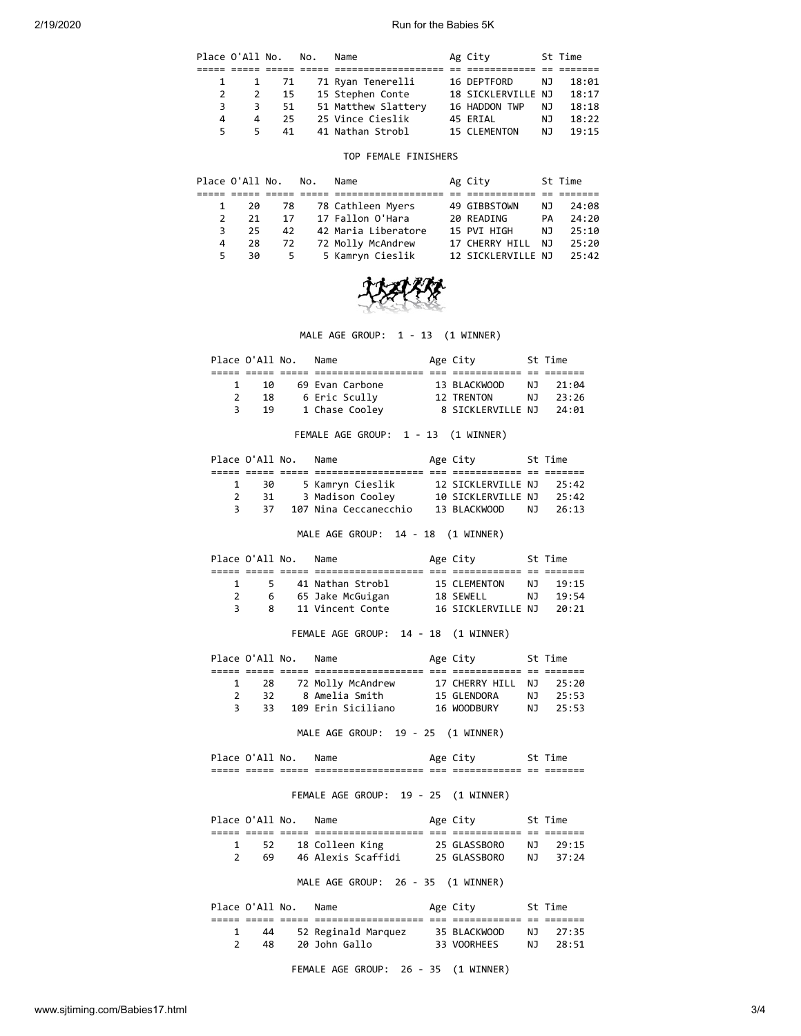| Place | O'All | No. | No. | Name | Ag | City | St | Time |
|---|---|---|---|---|---|---|---|---|
| 1 | 1 | 71 | 71 | Ryan Tenerelli | 16 | DEPTFORD | NJ | 18:01 |
| 2 | 2 | 15 | 15 | Stephen Conte | 18 | SICKLERVILLE | NJ | 18:17 |
| 3 | 3 | 51 | 51 | Matthew Slattery | 16 | HADDON TWP | NJ | 18:18 |
| 4 | 4 | 25 | 25 | Vince Cieslik | 45 | ERIAL | NJ | 18:22 |
| 5 | 5 | 41 | 41 | Nathan Strobl | 15 | CLEMENTON | NJ | 19:15 |

TOP FEMALE FINISHERS

| Place | O'All | No. | No. | Name | Ag | City | St | Time |
|---|---|---|---|---|---|---|---|---|
| 1 | 20 | 78 | 78 | Cathleen Myers | 49 | GIBBSTOWN | NJ | 24:08 |
| 2 | 21 | 17 | 17 | Fallon O'Hara | 20 | READING | PA | 24:20 |
| 3 | 25 | 42 | 42 | Maria Liberatore | 15 | PVI HIGH | NJ | 25:10 |
| 4 | 28 | 72 | 72 | Molly McAndrew | 17 | CHERRY HILL | NJ | 25:20 |
| 5 | 30 | 5 | 5 | Kamryn Cieslik | 12 | SICKLERVILLE | NJ | 25:42 |

MALE AGE GROUP: 1 - 13 (1 WINNER)

| Place | O'All | No. | Name | Age | City | St | Time |
|---|---|---|---|---|---|---|---|
| 1 | 10 | 69 | Evan Carbone | 13 | BLACKWOOD | NJ | 21:04 |
| 2 | 18 | 6 | Eric Scully | 12 | TRENTON | NJ | 23:26 |
| 3 | 19 | 1 | Chase Cooley | 8 | SICKLERVILLE | NJ | 24:01 |

FEMALE AGE GROUP: 1 - 13 (1 WINNER)

| Place | O'All | No. | Name | Age | City | St | Time |
|---|---|---|---|---|---|---|---|
| 1 | 30 | 5 | Kamryn Cieslik | 12 | SICKLERVILLE | NJ | 25:42 |
| 2 | 31 | 3 | Madison Cooley | 10 | SICKLERVILLE | NJ | 25:42 |
| 3 | 37 | 107 | Nina Ceccanecchio | 13 | BLACKWOOD | NJ | 26:13 |

MALE AGE GROUP: 14 - 18 (1 WINNER)

| Place | O'All | No. | Name | Age | City | St | Time |
|---|---|---|---|---|---|---|---|
| 1 | 5 | 41 | Nathan Strobl | 15 | CLEMENTON | NJ | 19:15 |
| 2 | 6 | 65 | Jake McGuigan | 18 | SEWELL | NJ | 19:54 |
| 3 | 8 | 11 | Vincent Conte | 16 | SICKLERVILLE | NJ | 20:21 |

FEMALE AGE GROUP: 14 - 18 (1 WINNER)

| Place | O'All | No. | Name | Age | City | St | Time |
|---|---|---|---|---|---|---|---|
| 1 | 28 | 72 | Molly McAndrew | 17 | CHERRY HILL | NJ | 25:20 |
| 2 | 32 | 8 | Amelia Smith | 15 | GLENDORA | NJ | 25:53 |
| 3 | 33 | 109 | Erin Siciliano | 16 | WOODBURY | NJ | 25:53 |

MALE AGE GROUP: 19 - 25 (1 WINNER)

| Place | O'All | No. | Name | Age | City | St | Time |
|---|---|---|---|---|---|---|---|

FEMALE AGE GROUP: 19 - 25 (1 WINNER)

| Place | O'All | No. | Name | Age | City | St | Time |
|---|---|---|---|---|---|---|---|
| 1 | 52 | 18 | Colleen King | 25 | GLASSBORO | NJ | 29:15 |
| 2 | 69 | 46 | Alexis Scaffidi | 25 | GLASSBORO | NJ | 37:24 |

MALE AGE GROUP: 26 - 35 (1 WINNER)

| Place | O'All | No. | Name | Age | City | St | Time |
|---|---|---|---|---|---|---|---|
| 1 | 44 | 52 | Reginald Marquez | 35 | BLACKWOOD | NJ | 27:35 |
| 2 | 48 | 20 | John Gallo | 33 | VOORHEES | NJ | 28:51 |

FEMALE AGE GROUP: 26 - 35 (1 WINNER)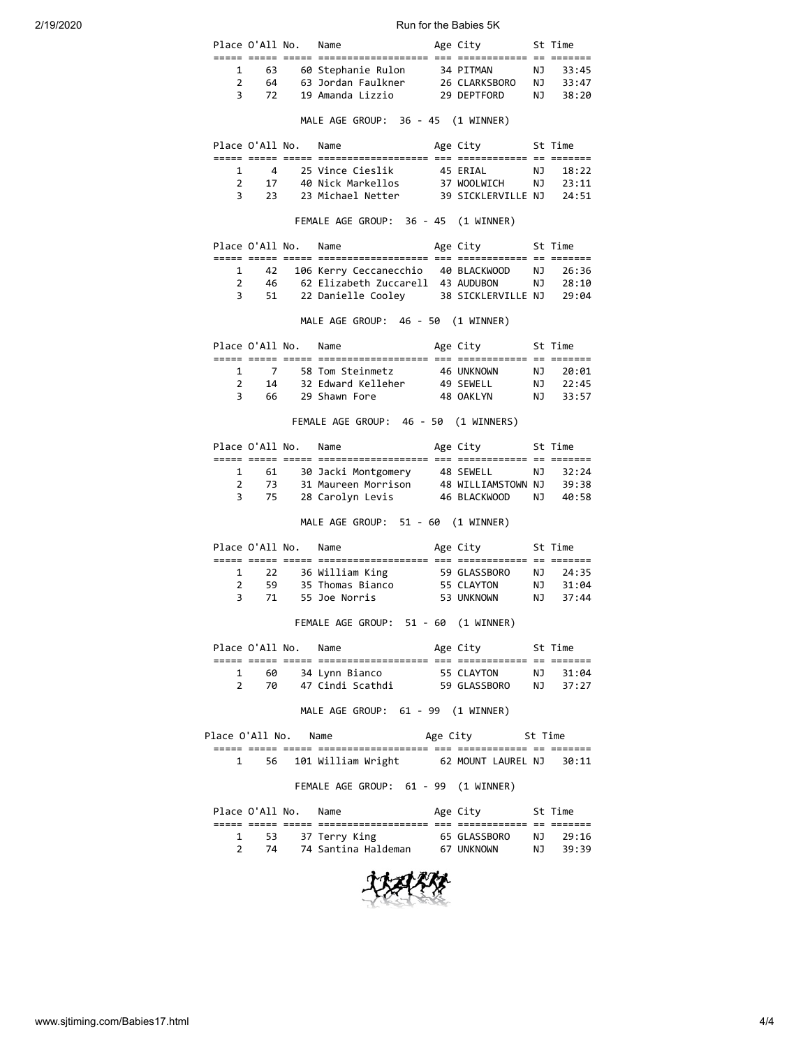| Place | O'All | No. | Name | Age | City | St | Time |
|---|---|---|---|---|---|---|---|
| 1 | 63 | 60 | Stephanie Rulon | 34 | PITMAN | NJ | 33:45 |
| 2 | 64 | 63 | Jordan Faulkner | 26 | CLARKSBORO | NJ | 33:47 |
| 3 | 72 | 19 | Amanda Lizzio | 29 | DEPTFORD | NJ | 38:20 |

MALE AGE GROUP: 36 - 45 (1 WINNER)

| Place | O'All | No. | Name | Age | City | St | Time |
|---|---|---|---|---|---|---|---|
| 1 | 4 | 25 | Vince Cieslik | 45 | ERIAL | NJ | 18:22 |
| 2 | 17 | 40 | Nick Markellos | 37 | WOOLWICH | NJ | 23:11 |
| 3 | 23 | 23 | Michael Netter | 39 | SICKLERVILLE | NJ | 24:51 |

FEMALE AGE GROUP: 36 - 45 (1 WINNER)

| Place | O'All | No. | Name | Age | City | St | Time |
|---|---|---|---|---|---|---|---|
| 1 | 42 | 106 | Kerry Ceccanecchio | 40 | BLACKWOOD | NJ | 26:36 |
| 2 | 46 | 62 | Elizabeth Zuccarell | 43 | AUDUBON | NJ | 28:10 |
| 3 | 51 | 22 | Danielle Cooley | 38 | SICKLERVILLE | NJ | 29:04 |

MALE AGE GROUP: 46 - 50 (1 WINNER)

| Place | O'All | No. | Name | Age | City | St | Time |
|---|---|---|---|---|---|---|---|
| 1 | 7 | 58 | Tom Steinmetz | 46 | UNKNOWN | NJ | 20:01 |
| 2 | 14 | 32 | Edward Kelleher | 49 | SEWELL | NJ | 22:45 |
| 3 | 66 | 29 | Shawn Fore | 48 | OAKLYN | NJ | 33:57 |

FEMALE AGE GROUP: 46 - 50 (1 WINNERS)

| Place | O'All | No. | Name | Age | City | St | Time |
|---|---|---|---|---|---|---|---|
| 1 | 61 | 30 | Jacki Montgomery | 48 | SEWELL | NJ | 32:24 |
| 2 | 73 | 31 | Maureen Morrison | 48 | WILLIAMSTOWN | NJ | 39:38 |
| 3 | 75 | 28 | Carolyn Levis | 46 | BLACKWOOD | NJ | 40:58 |

MALE AGE GROUP: 51 - 60 (1 WINNER)

| Place | O'All | No. | Name | Age | City | St | Time |
|---|---|---|---|---|---|---|---|
| 1 | 22 | 36 | William King | 59 | GLASSBORO | NJ | 24:35 |
| 2 | 59 | 35 | Thomas Bianco | 55 | CLAYTON | NJ | 31:04 |
| 3 | 71 | 55 | Joe Norris | 53 | UNKNOWN | NJ | 37:44 |

FEMALE AGE GROUP: 51 - 60 (1 WINNER)

| Place | O'All | No. | Name | Age | City | St | Time |
|---|---|---|---|---|---|---|---|
| 1 | 60 | 34 | Lynn Bianco | 55 | CLAYTON | NJ | 31:04 |
| 2 | 70 | 47 | Cindi Scathdi | 59 | GLASSBORO | NJ | 37:27 |

MALE AGE GROUP: 61 - 99 (1 WINNER)

| Place | O'All | No. | Name | Age | City | St | Time |
|---|---|---|---|---|---|---|---|
| 1 | 56 | 101 | William Wright | 62 | MOUNT LAUREL | NJ | 30:11 |

FEMALE AGE GROUP: 61 - 99 (1 WINNER)

| Place | O'All | No. | Name | Age | City | St | Time |
|---|---|---|---|---|---|---|---|
| 1 | 53 | 37 | Terry King | 65 | GLASSBORO | NJ | 29:16 |
| 2 | 74 | 74 | Santina Haldeman | 67 | UNKNOWN | NJ | 39:39 |